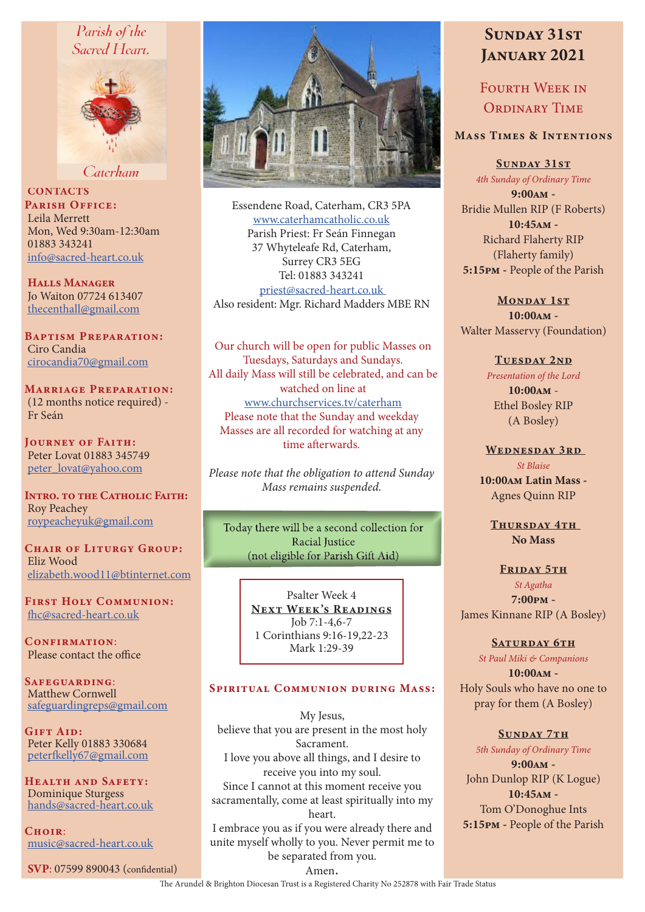# Parish of the Sacred Heart, Caterham

**CONTACTS**

**Parish Office:**
Leila Merrett
Mon, Wed 9:30am-12:30am
01883 343241
info@sacred-heart.co.uk

**Halls Manager**
Jo Waiton 07724 613407
thecenthall@gmail.com

**Baptism Preparation:**
Ciro Candia
cirocandia70@gmail.com

**Marriage Preparation:**
(12 months notice required) - Fr Seán

**Journey of Faith:**
Peter Lovat 01883 345749
peter_lovat@yahoo.com

**Intro. to the Catholic Faith:**
Roy Peachey
roypeacheyuk@gmail.com

**Chair of Liturgy Group:**
Eliz Wood
elizabeth.wood11@btinternet.com

**First Holy Communion:**
fhc@sacred-heart.co.uk

**Confirmation:**
Please contact the office

**Safeguarding:**
Matthew Cornwell
safeguardingreps@gmail.com

**Gift Aid:**
Peter Kelly 01883 330684
peterfkelly67@gmail.com

**Health and Safety:**
Dominique Sturgess
hands@sacred-heart.co.uk

**Choir:**
music@sacred-heart.co.uk

**SVP**: 07599 890043 (confidential)

Essendene Road, Caterham, CR3 5PA
www.caterhamcatholic.co.uk
Parish Priest: Fr Seán Finnegan
37 Whyteleafe Rd, Caterham,
Surrey CR3 5EG
Tel: 01883 343241
priest@sacred-heart.co.uk
Also resident: Mgr. Richard Madders MBE RN

Our church will be open for public Masses on Tuesdays, Saturdays and Sundays.
All daily Mass will still be celebrated, and can be watched on line at
www.churchservices.tv/caterham
Please note that the Sunday and weekday Masses are all recorded for watching at any time afterwards.

*Please note that the obligation to attend Sunday Mass remains suspended.*

Today there will be a second collection for Racial Justice
(not eligible for Parish Gift Aid)

Psalter Week 4
**Next Week's Readings**
Job 7:1-4,6-7
1 Corinthians 9:16-19,22-23
Mark 1:29-39

## Spiritual Communion during Mass:

My Jesus,
believe that you are present in the most holy Sacrament.
I love you above all things, and I desire to receive you into my soul.
Since I cannot at this moment receive you sacramentally, come at least spiritually into my heart.
I embrace you as if you were already there and unite myself wholly to you. Never permit me to be separated from you.
Amen.

# Sunday 31st January 2021

## Fourth Week in Ordinary Time

### Mass Times & Intentions

**Sunday 31st**
*4th Sunday of Ordinary Time*
**9:00am** -
Bridie Mullen RIP (F Roberts)
**10:45am** -
Richard Flaherty RIP
(Flaherty family)
**5:15pm** - People of the Parish

**Monday 1st**
**10:00am** -
Walter Masservy (Foundation)

**Tuesday 2nd**
*Presentation of the Lord*
**10:00am** -
Ethel Bosley RIP
(A Bosley)

**Wednesday 3rd**
*St Blaise*
**10:00am Latin Mass** -
Agnes Quinn RIP

**Thursday 4th**
**No Mass**

**Friday 5th**
*St Agatha*
**7:00pm** -
James Kinnane RIP (A Bosley)

**Saturday 6th**
*St Paul Miki & Companions*
**10:00am** -
Holy Souls who have no one to pray for them (A Bosley)

**Sunday 7th**
*5th Sunday of Ordinary Time*
**9:00am** -
John Dunlop RIP (K Logue)
**10:45am** -
Tom O'Donoghue Ints
**5:15pm** - People of the Parish

The Arundel & Brighton Diocesan Trust is a Registered Charity No 252878 with Fair Trade Status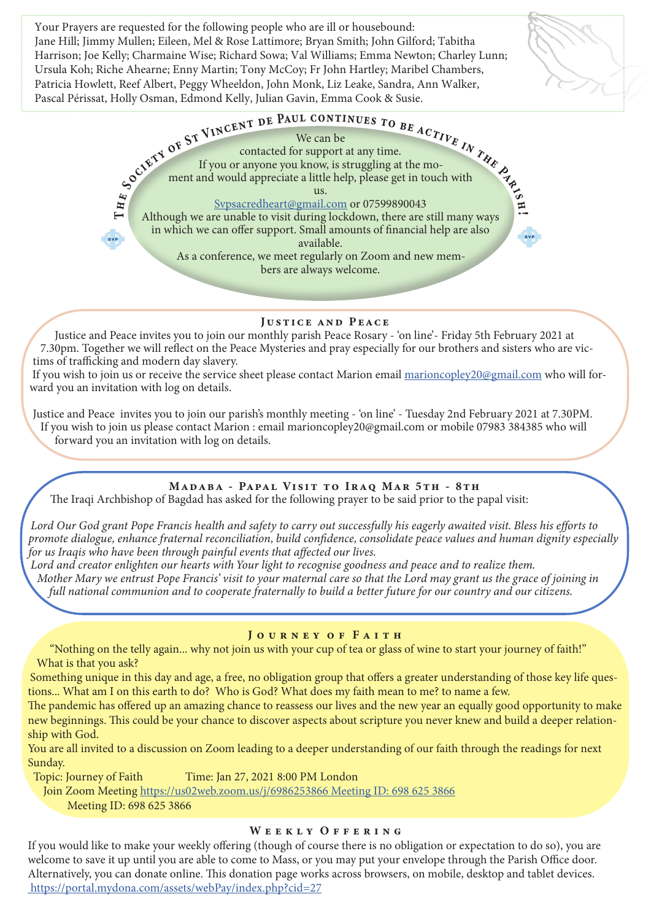Your Prayers are requested for the following people who are ill or housebound:
Jane Hill; Jimmy Mullen; Eileen, Mel & Rose Lattimore; Bryan Smith; John Gilford; Tabitha Harrison; Joe Kelly; Charmaine Wise; Richard Sowa; Val Williams; Emma Newton; Charley Lunn; Ursula Koh; Riche Ahearne; Enny Martin; Tony McCoy; Fr John Hartley; Maribel Chambers, Patricia Howlett, Reef Albert, Peggy Wheeldon, John Monk, Liz Leake, Sandra, Ann Walker, Pascal Périssat, Holly Osman, Edmond Kelly, Julian Gavin, Emma Cook & Susie.

## The Society of St Vincent de Paul continues to be active in the Parish!

We can be contacted for support at any time.
If you or anyone you know, is struggling at the moment and would appreciate a little help, please get in touch with us.
Svpsacredheart@gmail.com or 07599890043
Although we are unable to visit during lockdown, there are still many ways in which we can offer support. Small amounts of financial help are also available.
As a conference, we meet regularly on Zoom and new members are always welcome.

## Justice and Peace

Justice and Peace invites you to join our monthly parish Peace Rosary - 'on line'- Friday 5th February 2021 at 7.30pm. Together we will reflect on the Peace Mysteries and pray especially for our brothers and sisters who are victims of trafficking and modern day slavery.
If you wish to join us or receive the service sheet please contact Marion email marioncopley20@gmail.com who will forward you an invitation with log on details.

Justice and Peace invites you to join our parish's monthly meeting - 'on line' - Tuesday 2nd February 2021 at 7.30PM. If you wish to join us please contact Marion : email marioncopley20@gmail.com or mobile 07983 384385 who will forward you an invitation with log on details.

## Madaba - Papal Visit to Iraq Mar 5th - 8th

The Iraqi Archbishop of Bagdad has asked for the following prayer to be said prior to the papal visit:

*Lord Our God grant Pope Francis health and safety to carry out successfully his eagerly awaited visit. Bless his efforts to promote dialogue, enhance fraternal reconciliation, build confidence, consolidate peace values and human dignity especially for us Iraqis who have been through painful events that affected our lives.*
*Lord and creator enlighten our hearts with Your light to recognise goodness and peace and to realize them.*
*Mother Mary we entrust Pope Francis' visit to your maternal care so that the Lord may grant us the grace of joining in full national communion and to cooperate fraternally to build a better future for our country and our citizens.*

## Journey of Faith

"Nothing on the telly again... why not join us with your cup of tea or glass of wine to start your journey of faith!"
What is that you ask?
Something unique in this day and age, a free, no obligation group that offers a greater understanding of those key life questions... What am I on this earth to do? Who is God? What does my faith mean to me? to name a few.
The pandemic has offered up an amazing chance to reassess our lives and the new year an equally good opportunity to make new beginnings. This could be your chance to discover aspects about scripture you never knew and build a deeper relationship with God.
You are all invited to a discussion on Zoom leading to a deeper understanding of our faith through the readings for next Sunday.
Topic: Journey of Faith Time: Jan 27, 2021 8:00 PM London
Join Zoom Meeting https://us02web.zoom.us/j/6986253866 Meeting ID: 698 625 3866
Meeting ID: 698 625 3866

## Weekly Offering

If you would like to make your weekly offering (though of course there is no obligation or expectation to do so), you are welcome to save it up until you are able to come to Mass, or you may put your envelope through the Parish Office door. Alternatively, you can donate online. This donation page works across browsers, on mobile, desktop and tablet devices.
https://portal.mydona.com/assets/webPay/index.php?cid=27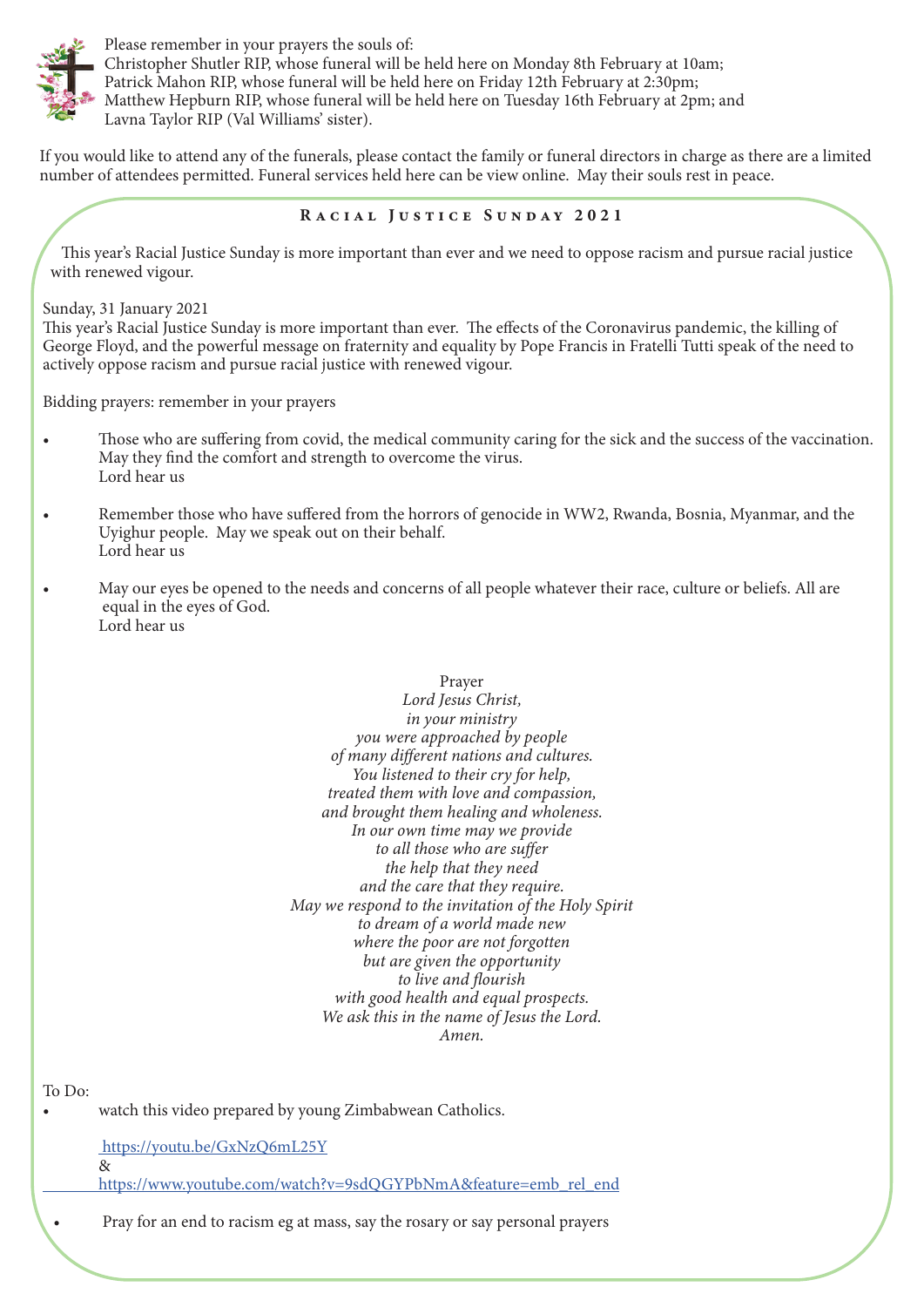Please remember in your prayers the souls of:
Christopher Shutler RIP, whose funeral will be held here on Monday 8th February at 10am;
Patrick Mahon RIP, whose funeral will be held here on Friday 12th February at 2:30pm;
Matthew Hepburn RIP, whose funeral will be held here on Tuesday 16th February at 2pm; and
Lavna Taylor RIP (Val Williams' sister).

If you would like to attend any of the funerals, please contact the family or funeral directors in charge as there are a limited number of attendees permitted. Funeral services held here can be view online. May their souls rest in peace.

## Racial Justice Sunday 2021

This year's Racial Justice Sunday is more important than ever and we need to oppose racism and pursue racial justice with renewed vigour.

Sunday, 31 January 2021
This year's Racial Justice Sunday is more important than ever. The effects of the Coronavirus pandemic, the killing of George Floyd, and the powerful message on fraternity and equality by Pope Francis in Fratelli Tutti speak of the need to actively oppose racism and pursue racial justice with renewed vigour.

Bidding prayers: remember in your prayers

- Those who are suffering from covid, the medical community caring for the sick and the success of the vaccination. May they find the comfort and strength to overcome the virus.
  Lord hear us

- Remember those who have suffered from the horrors of genocide in WW2, Rwanda, Bosnia, Myanmar, and the Uyighur people. May we speak out on their behalf.
  Lord hear us

- May our eyes be opened to the needs and concerns of all people whatever their race, culture or beliefs. All are equal in the eyes of God.
  Lord hear us

Prayer

*Lord Jesus Christ,*
*in your ministry*
*you were approached by people*
*of many different nations and cultures.*
*You listened to their cry for help,*
*treated them with love and compassion,*
*and brought them healing and wholeness.*
*In our own time may we provide*
*to all those who are suffer*
*the help that they need*
*and the care that they require.*
*May we respond to the invitation of the Holy Spirit*
*to dream of a world made new*
*where the poor are not forgotten*
*but are given the opportunity*
*to live and flourish*
*with good health and equal prospects.*
*We ask this in the name of Jesus the Lord.*
*Amen.*

To Do:

- watch this video prepared by young Zimbabwean Catholics.

  https://youtu.be/GxNzQ6mL25Y
  &
  https://www.youtube.com/watch?v=9sdQGYPbNmA&feature=emb_rel_end

- Pray for an end to racism eg at mass, say the rosary or say personal prayers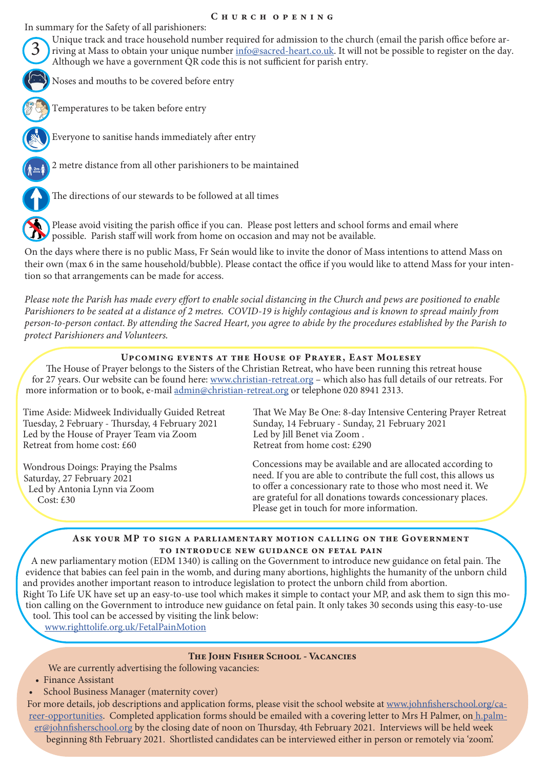## Church opening

In summary for the Safety of all parishioners:

- Unique track and trace household number required for admission to the church (email the parish office before arriving at Mass to obtain your unique number info@sacred-heart.co.uk. It will not be possible to register on the day. Although we have a government QR code this is not sufficient for parish entry.
- Noses and mouths to be covered before entry
- Temperatures to be taken before entry
- Everyone to sanitise hands immediately after entry
- 2 metre distance from all other parishioners to be maintained
- The directions of our stewards to be followed at all times
- Please avoid visiting the parish office if you can. Please post letters and school forms and email where possible. Parish staff will work from home on occasion and may not be available.

On the days where there is no public Mass, Fr Seán would like to invite the donor of Mass intentions to attend Mass on their own (max 6 in the same household/bubble). Please contact the office if you would like to attend Mass for your intention so that arrangements can be made for access.

*Please note the Parish has made every effort to enable social distancing in the Church and pews are positioned to enable Parishioners to be seated at a distance of 2 metres. COVID-19 is highly contagious and is known to spread mainly from person-to-person contact. By attending the Sacred Heart, you agree to abide by the procedures established by the Parish to protect Parishioners and Volunteers.*

## Upcoming events at the House of Prayer, East Molesey

The House of Prayer belongs to the Sisters of the Christian Retreat, who have been running this retreat house for 27 years. Our website can be found here: www.christian-retreat.org – which also has full details of our retreats. For more information or to book, e-mail admin@christian-retreat.org or telephone 020 8941 2313.

Time Aside: Midweek Individually Guided Retreat
Tuesday, 2 February - Thursday, 4 February 2021
Led by the House of Prayer Team via Zoom
Retreat from home cost: £60

Wondrous Doings: Praying the Psalms
Saturday, 27 February 2021
Led by Antonia Lynn via Zoom
Cost: £30

That We May Be One: 8-day Intensive Centering Prayer Retreat
Sunday, 14 February - Sunday, 21 February 2021
Led by Jill Benet via Zoom .
Retreat from home cost: £290

Concessions may be available and are allocated according to need. If you are able to contribute the full cost, this allows us to offer a concessionary rate to those who most need it. We are grateful for all donations towards concessionary places. Please get in touch for more information.

## Ask your MP to sign a parliamentary motion calling on the Government to introduce new guidance on fetal pain

A new parliamentary motion (EDM 1340) is calling on the Government to introduce new guidance on fetal pain. The evidence that babies can feel pain in the womb, and during many abortions, highlights the humanity of the unborn child and provides another important reason to introduce legislation to protect the unborn child from abortion.
Right To Life UK have set up an easy-to-use tool which makes it simple to contact your MP, and ask them to sign this motion calling on the Government to introduce new guidance on fetal pain. It only takes 30 seconds using this easy-to-use tool. This tool can be accessed by visiting the link below:
www.righttolife.org.uk/FetalPainMotion

## The John Fisher School - Vacancies

We are currently advertising the following vacancies:

- Finance Assistant
- School Business Manager (maternity cover)

For more details, job descriptions and application forms, please visit the school website at www.johnfisherschool.org/career-opportunities. Completed application forms should be emailed with a covering letter to Mrs H Palmer, on h.palmer@johnfisherschool.org by the closing date of noon on Thursday, 4th February 2021. Interviews will be held week beginning 8th February 2021. Shortlisted candidates can be interviewed either in person or remotely via 'zoom'.